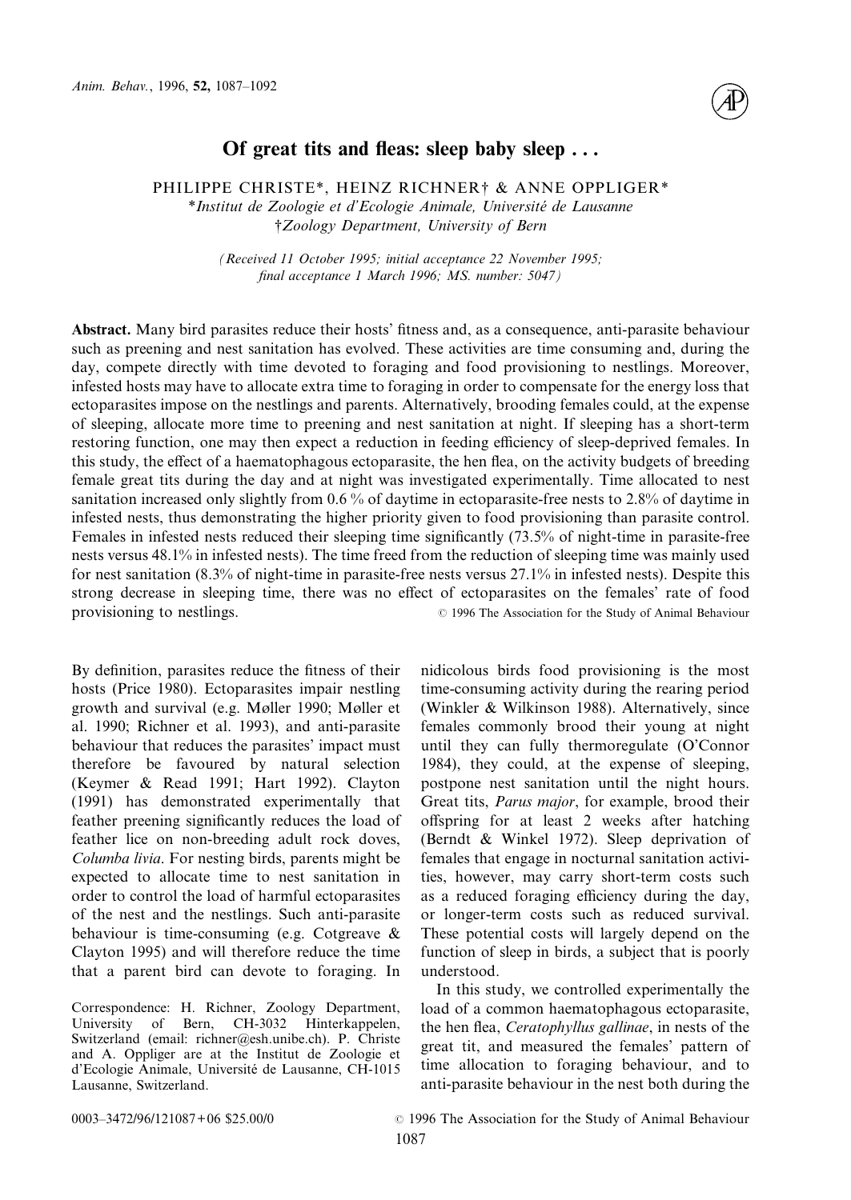# Of great tits and fleas: sleep baby sleep . . .

PHILIPPE CHRISTE*, HEINZ RICHNER† & ANNE OPPLIGER*

*Institut de Zoologie et d'Ecologie Animale, Université de Lausanne

†Zoology Department, University of Bern

*(Received 11 October 1995; initial acceptance 22 November 1995; final acceptance 1 March 1996; MS. number: 5047)*

**Abstract.** Many bird parasites reduce their hosts' fitness and, as a consequence, anti-parasite behaviour such as preening and nest sanitation has evolved. These activities are time consuming and, during the day, compete directly with time devoted to foraging and food provisioning to nestlings. Moreover, infested hosts may have to allocate extra time to foraging in order to compensate for the energy loss that ectoparasites impose on the nestlings and parents. Alternatively, brooding females could, at the expense of sleeping, allocate more time to preening and nest sanitation at night. If sleeping has a short-term restoring function, one may then expect a reduction in feeding efficiency of sleep-deprived females. In this study, the effect of a haematophagous ectoparasite, the hen flea, on the activity budgets of breeding female great tits during the day and at night was investigated experimentally. Time allocated to nest sanitation increased only slightly from 0.6 % of daytime in ectoparasite-free nests to 2.8% of daytime in infested nests, thus demonstrating the higher priority given to food provisioning than parasite control. Females in infested nests reduced their sleeping time significantly (73.5% of night-time in parasite-free nests versus 48.1% in infested nests). The time freed from the reduction of sleeping time was mainly used for nest sanitation (8.3% of night-time in parasite-free nests versus 27.1% in infested nests). Despite this strong decrease in sleeping time, there was no effect of ectoparasites on the females' rate of food provisioning to nestlings.

© 1996 The Association for the Study of Animal Behaviour

By definition, parasites reduce the fitness of their hosts (Price 1980). Ectoparasites impair nestling growth and survival (e.g. Møller 1990; Møller et al. 1990; Richner et al. 1993), and anti-parasite behaviour that reduces the parasites' impact must therefore be favoured by natural selection (Keymer & Read 1991; Hart 1992). Clayton (1991) has demonstrated experimentally that feather preening significantly reduces the load of feather lice on non-breeding adult rock doves, *Columba livia*. For nesting birds, parents might be expected to allocate time to nest sanitation in order to control the load of harmful ectoparasites of the nest and the nestlings. Such anti-parasite behaviour is time-consuming (e.g. Cotgreave & Clayton 1995) and will therefore reduce the time that a parent bird can devote to foraging. In nidicolous birds food provisioning is the most time-consuming activity during the rearing period (Winkler & Wilkinson 1988). Alternatively, since females commonly brood their young at night until they can fully thermoregulate (O'Connor 1984), they could, at the expense of sleeping, postpone nest sanitation until the night hours. Great tits, *Parus major*, for example, brood their offspring for at least 2 weeks after hatching (Berndt & Winkel 1972). Sleep deprivation of females that engage in nocturnal sanitation activities, however, may carry short-term costs such as a reduced foraging efficiency during the day, or longer-term costs such as reduced survival. These potential costs will largely depend on the function of sleep in birds, a subject that is poorly understood.

In this study, we controlled experimentally the load of a common haematophagous ectoparasite, the hen flea, *Ceratophyllus gallinae*, in nests of the great tit, and measured the females' pattern of time allocation to foraging behaviour, and to anti-parasite behaviour in the nest both during the

Correspondence: H. Richner, Zoology Department, University of Bern, CH-3032 Hinterkappelen, Switzerland (email: richner@esh.unibe.ch). P. Christe and A. Oppliger are at the Institut de Zoologie et d'Ecologie Animale, Université de Lausanne, CH-1015 Lausanne, Switzerland.

0003–3472/96/121087+06 $25.00/0

© 1996 The Association for the Study of Animal Behaviour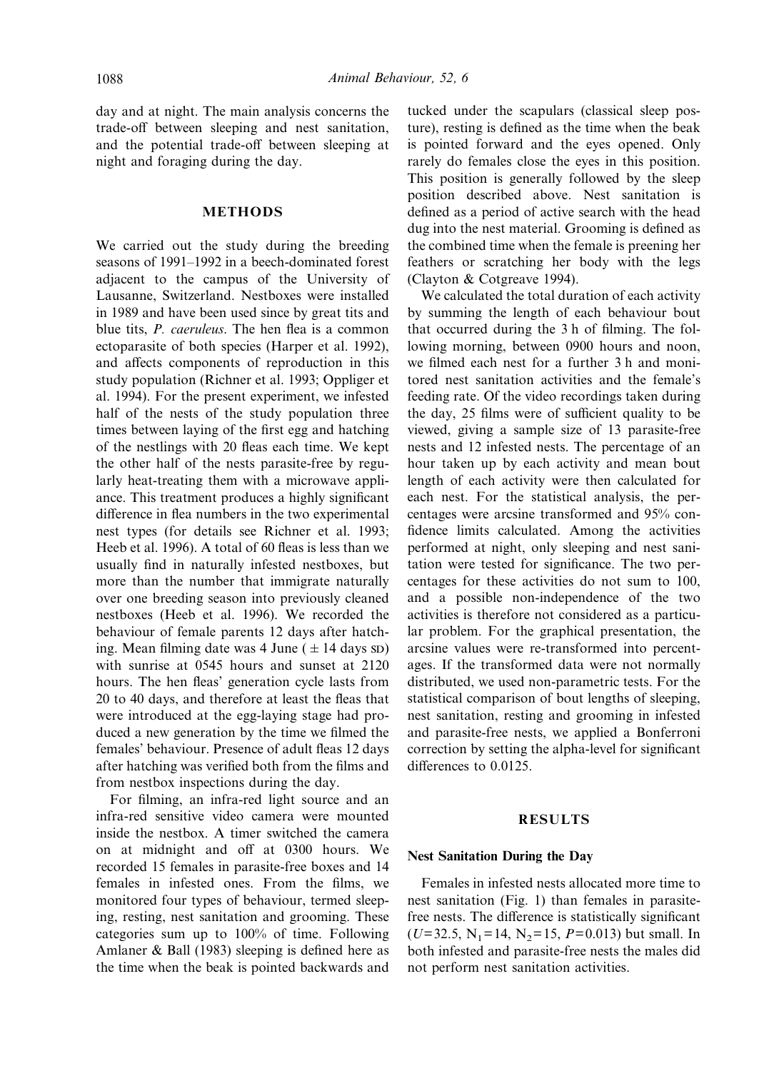day and at night. The main analysis concerns the trade-off between sleeping and nest sanitation, and the potential trade-off between sleeping at night and foraging during the day.

## METHODS

We carried out the study during the breeding seasons of 1991–1992 in a beech-dominated forest adjacent to the campus of the University of Lausanne, Switzerland. Nestboxes were installed in 1989 and have been used since by great tits and blue tits, *P. caeruleus*. The hen flea is a common ectoparasite of both species (Harper et al. 1992), and affects components of reproduction in this study population (Richner et al. 1993; Oppliger et al. 1994). For the present experiment, we infested half of the nests of the study population three times between laying of the first egg and hatching of the nestlings with 20 fleas each time. We kept the other half of the nests parasite-free by regularly heat-treating them with a microwave appliance. This treatment produces a highly significant difference in flea numbers in the two experimental nest types (for details see Richner et al. 1993; Heeb et al. 1996). A total of 60 fleas is less than we usually find in naturally infested nestboxes, but more than the number that immigrate naturally over one breeding season into previously cleaned nestboxes (Heeb et al. 1996). We recorded the behaviour of female parents 12 days after hatching. Mean filming date was 4 June ($\pm$ 14 days SD) with sunrise at 0545 hours and sunset at 2120 hours. The hen fleas' generation cycle lasts from 20 to 40 days, and therefore at least the fleas that were introduced at the egg-laying stage had produced a new generation by the time we filmed the females' behaviour. Presence of adult fleas 12 days after hatching was verified both from the films and from nestbox inspections during the day.

For filming, an infra-red light source and an infra-red sensitive video camera were mounted inside the nestbox. A timer switched the camera on at midnight and off at 0300 hours. We recorded 15 females in parasite-free boxes and 14 females in infested ones. From the films, we monitored four types of behaviour, termed sleeping, resting, nest sanitation and grooming. These categories sum up to 100% of time. Following Amlaner & Ball (1983) sleeping is defined here as the time when the beak is pointed backwards and tucked under the scapulars (classical sleep posture), resting is defined as the time when the beak is pointed forward and the eyes opened. Only rarely do females close the eyes in this position. This position is generally followed by the sleep position described above. Nest sanitation is defined as a period of active search with the head dug into the nest material. Grooming is defined as the combined time when the female is preening her feathers or scratching her body with the legs (Clayton & Cotgreave 1994).

We calculated the total duration of each activity by summing the length of each behaviour bout that occurred during the 3 h of filming. The following morning, between 0900 hours and noon, we filmed each nest for a further 3 h and monitored nest sanitation activities and the female's feeding rate. Of the video recordings taken during the day, 25 films were of sufficient quality to be viewed, giving a sample size of 13 parasite-free nests and 12 infested nests. The percentage of an hour taken up by each activity and mean bout length of each activity were then calculated for each nest. For the statistical analysis, the percentages were arcsine transformed and 95% confidence limits calculated. Among the activities performed at night, only sleeping and nest sanitation were tested for significance. The two percentages for these activities do not sum to 100, and a possible non-independence of the two activities is therefore not considered as a particular problem. For the graphical presentation, the arcsine values were re-transformed into percentages. If the transformed data were not normally distributed, we used non-parametric tests. For the statistical comparison of bout lengths of sleeping, nest sanitation, resting and grooming in infested and parasite-free nests, we applied a Bonferroni correction by setting the alpha-level for significant differences to 0.0125.

## RESULTS

### Nest Sanitation During the Day

Females in infested nests allocated more time to nest sanitation (Fig. 1) than females in parasite-free nests. The difference is statistically significant ($U$=32.5, $N_1$=14, $N_2$=15, $P$=0.013) but small. In both infested and parasite-free nests the males did not perform nest sanitation activities.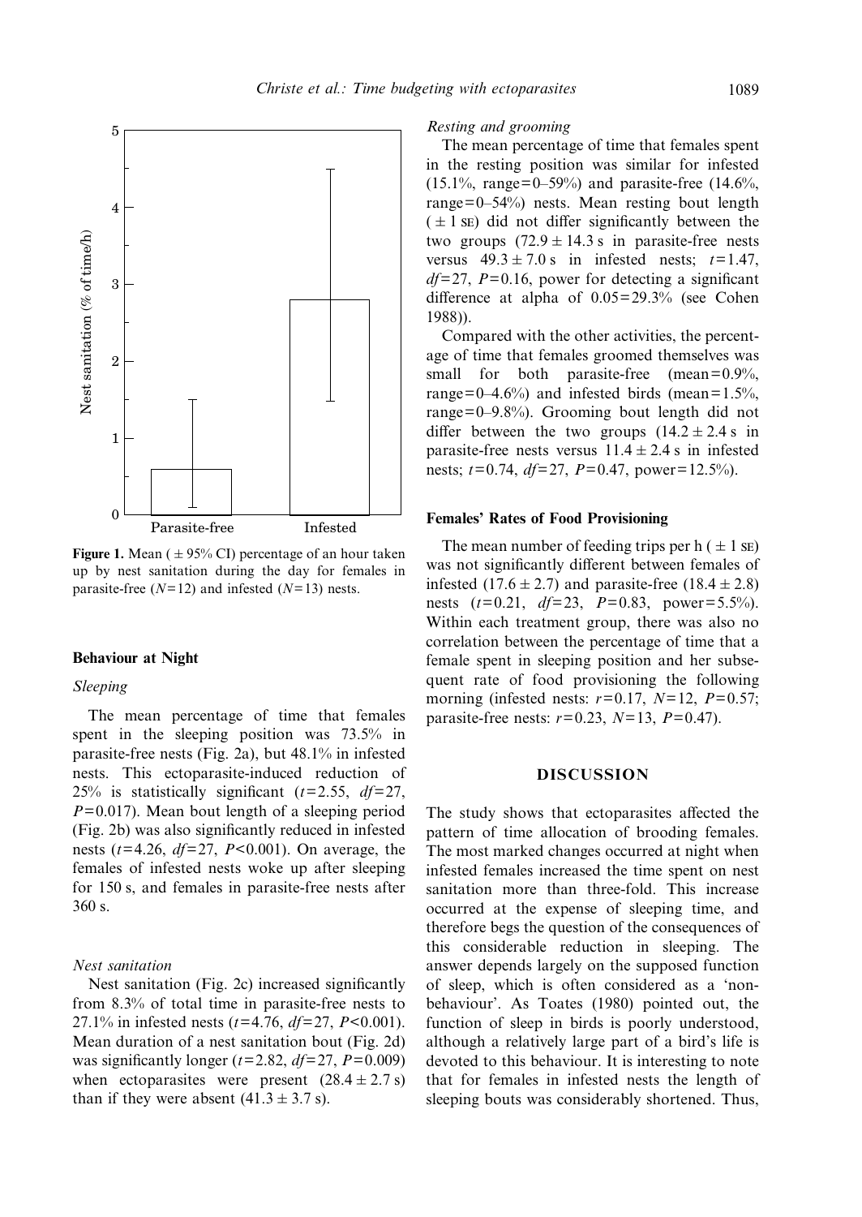Figure 1. Mean (± 95% CI) percentage of an hour taken up by nest sanitation during the day for females in parasite-free ($N$=12) and infested ($N$=13) nests.

### Behaviour at Night

*Sleeping*

The mean percentage of time that females spent in the sleeping position was 73.5% in parasite-free nests (Fig. 2a), but 48.1% in infested nests. This ectoparasite-induced reduction of 25% is statistically significant ($t$=2.55, $df$=27, $P$=0.017). Mean bout length of a sleeping period (Fig. 2b) was also significantly reduced in infested nests ($t$=4.26, $df$=27, $P$<0.001). On average, the females of infested nests woke up after sleeping for 150 s, and females in parasite-free nests after 360 s.

*Nest sanitation*

Nest sanitation (Fig. 2c) increased significantly from 8.3% of total time in parasite-free nests to 27.1% in infested nests ($t$=4.76, $df$=27, $P$<0.001). Mean duration of a nest sanitation bout (Fig. 2d) was significantly longer ($t$=2.82, $df$=27, $P$=0.009) when ectoparasites were present (28.4 ± 2.7 s) than if they were absent (41.3 ± 3.7 s).

*Resting and grooming*

The mean percentage of time that females spent in the resting position was similar for infested (15.1%, range=0–59%) and parasite-free (14.6%, range=0–54%) nests. Mean resting bout length (± 1 SE) did not differ significantly between the two groups (72.9 ± 14.3 s in parasite-free nests versus 49.3 ± 7.0 s in infested nests; $t$=1.47, $df$=27, $P$=0.16, power for detecting a significant difference at alpha of 0.05=29.3% (see Cohen 1988)).

Compared with the other activities, the percentage of time that females groomed themselves was small for both parasite-free (mean=0.9%, range=0–4.6%) and infested birds (mean=1.5%, range=0–9.8%). Grooming bout length did not differ between the two groups (14.2 ± 2.4 s in parasite-free nests versus 11.4 ± 2.4 s in infested nests; $t$=0.74, $df$=27, $P$=0.47, power=12.5%).

### Females' Rates of Food Provisioning

The mean number of feeding trips per h (± 1 SE) was not significantly different between females of infested (17.6 ± 2.7) and parasite-free (18.4 ± 2.8) nests ($t$=0.21, $df$=23, $P$=0.83, power=5.5%). Within each treatment group, there was also no correlation between the percentage of time that a female spent in sleeping position and her subsequent rate of food provisioning the following morning (infested nests: $r$=0.17, $N$=12, $P$=0.57; parasite-free nests: $r$=0.23, $N$=13, $P$=0.47).

## DISCUSSION

The study shows that ectoparasites affected the pattern of time allocation of brooding females. The most marked changes occurred at night when infested females increased the time spent on nest sanitation more than three-fold. This increase occurred at the expense of sleeping time, and therefore begs the question of the consequences of this considerable reduction in sleeping. The answer depends largely on the supposed function of sleep, which is often considered as a 'non-behaviour'. As Toates (1980) pointed out, the function of sleep in birds is poorly understood, although a relatively large part of a bird's life is devoted to this behaviour. It is interesting to note that for females in infested nests the length of sleeping bouts was considerably shortened. Thus,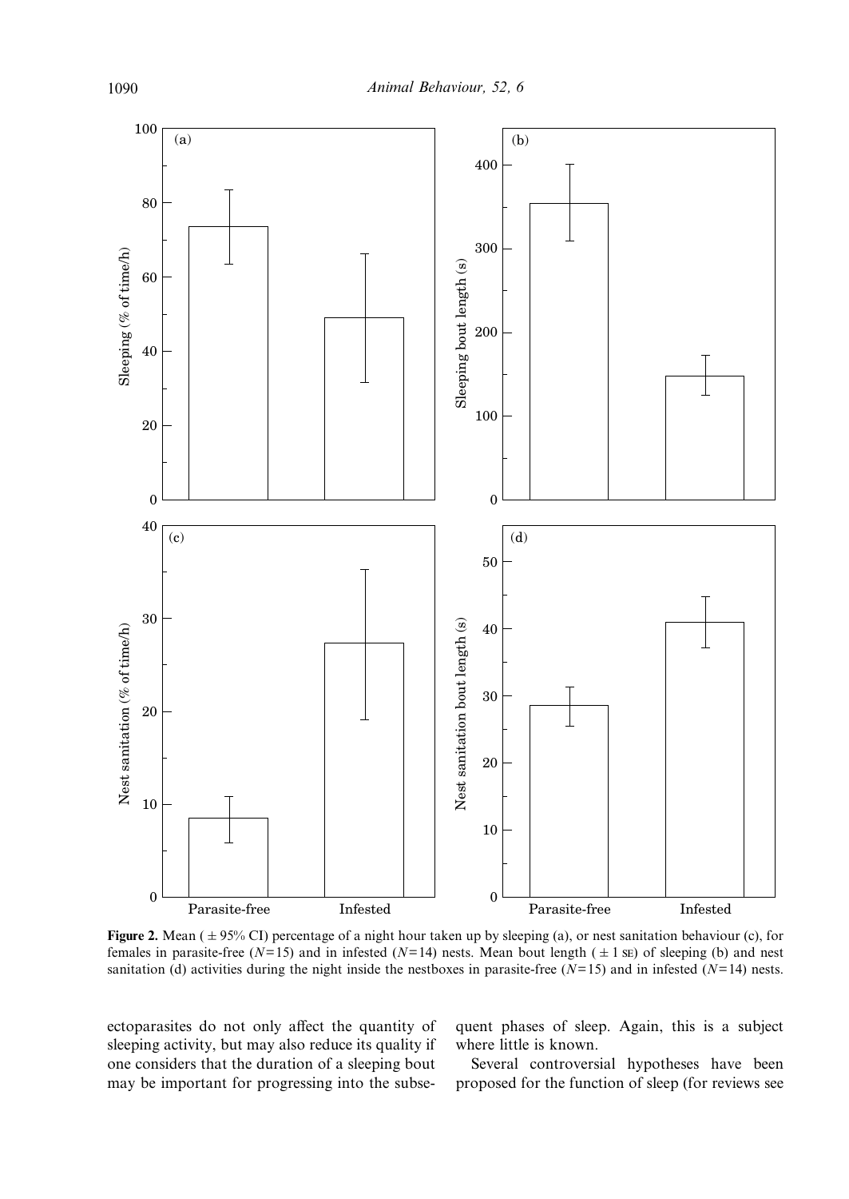**Figure 2.** Mean (± 95% CI) percentage of a night hour taken up by sleeping (a), or nest sanitation behaviour (c), for females in parasite-free ($N$=15) and in infested ($N$=14) nests. Mean bout length (± 1 SE) of sleeping (b) and nest sanitation (d) activities during the night inside the nestboxes in parasite-free ($N$=15) and in infested ($N$=14) nests.

ectoparasites do not only affect the quantity of sleeping activity, but may also reduce its quality if one considers that the duration of a sleeping bout may be important for progressing into the subsequent phases of sleep. Again, this is a subject where little is known.

Several controversial hypotheses have been proposed for the function of sleep (for reviews see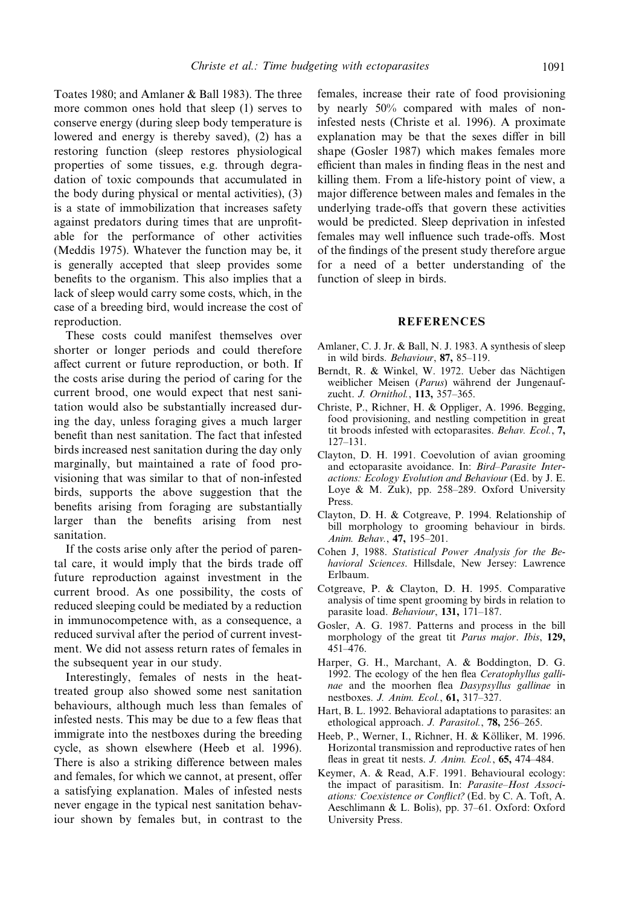Toates 1980; and Amlaner & Ball 1983). The three more common ones hold that sleep (1) serves to conserve energy (during sleep body temperature is lowered and energy is thereby saved), (2) has a restoring function (sleep restores physiological properties of some tissues, e.g. through degradation of toxic compounds that accumulated in the body during physical or mental activities), (3) is a state of immobilization that increases safety against predators during times that are unprofitable for the performance of other activities (Meddis 1975). Whatever the function may be, it is generally accepted that sleep provides some benefits to the organism. This also implies that a lack of sleep would carry some costs, which, in the case of a breeding bird, would increase the cost of reproduction.

These costs could manifest themselves over shorter or longer periods and could therefore affect current or future reproduction, or both. If the costs arise during the period of caring for the current brood, one would expect that nest sanitation would also be substantially increased during the day, unless foraging gives a much larger benefit than nest sanitation. The fact that infested birds increased nest sanitation during the day only marginally, but maintained a rate of food provisioning that was similar to that of non-infested birds, supports the above suggestion that the benefits arising from foraging are substantially larger than the benefits arising from nest sanitation.

If the costs arise only after the period of parental care, it would imply that the birds trade off future reproduction against investment in the current brood. As one possibility, the costs of reduced sleeping could be mediated by a reduction in immunocompetence with, as a consequence, a reduced survival after the period of current investment. We did not assess return rates of females in the subsequent year in our study.

Interestingly, females of nests in the heat-treated group also showed some nest sanitation behaviours, although much less than females of infested nests. This may be due to a few fleas that immigrate into the nestboxes during the breeding cycle, as shown elsewhere (Heeb et al. 1996). There is also a striking difference between males and females, for which we cannot, at present, offer a satisfying explanation. Males of infested nests never engage in the typical nest sanitation behaviour shown by females but, in contrast to the females, increase their rate of food provisioning by nearly 50% compared with males of non-infested nests (Christe et al. 1996). A proximate explanation may be that the sexes differ in bill shape (Gosler 1987) which makes females more efficient than males in finding fleas in the nest and killing them. From a life-history point of view, a major difference between males and females in the underlying trade-offs that govern these activities would be predicted. Sleep deprivation in infested females may well influence such trade-offs. Most of the findings of the present study therefore argue for a need of a better understanding of the function of sleep in birds.

## REFERENCES

Amlaner, C. J. Jr. & Ball, N. J. 1983. A synthesis of sleep in wild birds. *Behaviour*, **87,** 85–119.

Berndt, R. & Winkel, W. 1972. Ueber das Nächtigen weiblicher Meisen (*Parus*) während der Jungenaufzucht. *J. Ornithol.*, **113,** 357–365.

Christe, P., Richner, H. & Oppliger, A. 1996. Begging, food provisioning, and nestling competition in great tit broods infested with ectoparasites. *Behav. Ecol.*, **7,** 127–131.

Clayton, D. H. 1991. Coevolution of avian grooming and ectoparasite avoidance. In: *Bird–Parasite Interactions: Ecology Evolution and Behaviour* (Ed. by J. E. Loye & M. Zuk), pp. 258–289. Oxford University Press.

Clayton, D. H. & Cotgreave, P. 1994. Relationship of bill morphology to grooming behaviour in birds. *Anim. Behav.*, **47,** 195–201.

Cohen J, 1988. *Statistical Power Analysis for the Behavioral Sciences*. Hillsdale, New Jersey: Lawrence Erlbaum.

Cotgreave, P. & Clayton, D. H. 1995. Comparative analysis of time spent grooming by birds in relation to parasite load. *Behaviour*, **131,** 171–187.

Gosler, A. G. 1987. Patterns and process in the bill morphology of the great tit *Parus major*. *Ibis*, **129,** 451–476.

Harper, G. H., Marchant, A. & Boddington, D. G. 1992. The ecology of the hen flea *Ceratophyllus gallinae* and the moorhen flea *Dasypsyllus gallinae* in nestboxes. *J. Anim. Ecol.*, **61,** 317–327.

Hart, B. L. 1992. Behavioral adaptations to parasites: an ethological approach. *J. Parasitol.*, **78,** 256–265.

Heeb, P., Werner, I., Richner, H. & Kölliker, M. 1996. Horizontal transmission and reproductive rates of hen fleas in great tit nests. *J. Anim. Ecol.*, **65,** 474–484.

Keymer, A. & Read, A.F. 1991. Behavioural ecology: the impact of parasitism. In: *Parasite–Host Associations: Coexistence or Conflict?* (Ed. by C. A. Toft, A. Aeschlimann & L. Bolis), pp. 37–61. Oxford: Oxford University Press.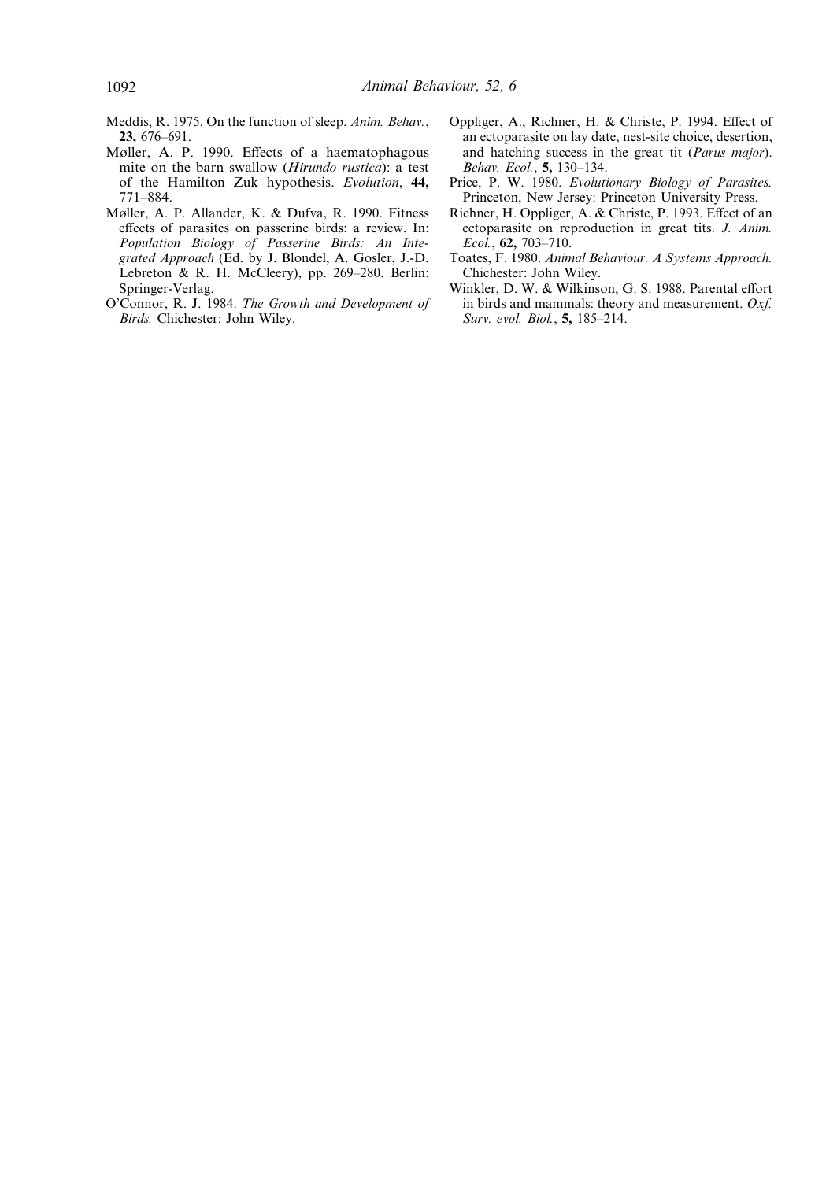Meddis, R. 1975. On the function of sleep. *Anim. Behav.*, **23,** 676–691.

Møller, A. P. 1990. Effects of a haematophagous mite on the barn swallow (*Hirundo rustica*): a test of the Hamilton Zuk hypothesis. *Evolution*, **44,** 771–884.

Møller, A. P. Allander, K. & Dufva, R. 1990. Fitness effects of parasites on passerine birds: a review. In: *Population Biology of Passerine Birds: An Integrated Approach* (Ed. by J. Blondel, A. Gosler, J.-D. Lebreton & R. H. McCleery), pp. 269–280. Berlin: Springer-Verlag.

O'Connor, R. J. 1984. *The Growth and Development of Birds.* Chichester: John Wiley.

Oppliger, A., Richner, H. & Christe, P. 1994. Effect of an ectoparasite on lay date, nest-site choice, desertion, and hatching success in the great tit (*Parus major*). *Behav. Ecol.*, **5,** 130–134.

Price, P. W. 1980. *Evolutionary Biology of Parasites.* Princeton, New Jersey: Princeton University Press.

Richner, H. Oppliger, A. & Christe, P. 1993. Effect of an ectoparasite on reproduction in great tits. *J. Anim. Ecol.*, **62,** 703–710.

Toates, F. 1980. *Animal Behaviour. A Systems Approach.* Chichester: John Wiley.

Winkler, D. W. & Wilkinson, G. S. 1988. Parental effort in birds and mammals: theory and measurement. *Oxf. Surv. evol. Biol.*, **5,** 185–214.